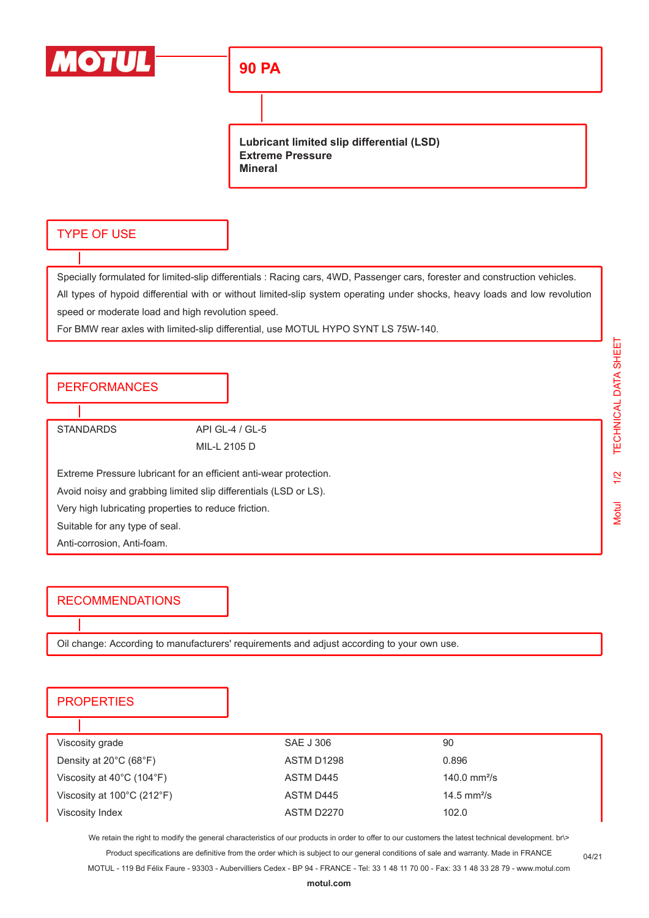# MOTUL

## 90 PA

**Lubricant limited slip differential (LSD)**
**Extreme Pressure**
**Mineral**

## TYPE OF USE

Specially formulated for limited-slip differentials : Racing cars, 4WD, Passenger cars, forester and construction vehicles.
All types of hypoid differential with or without limited-slip system operating under shocks, heavy loads and low revolution speed or moderate load and high revolution speed.
For BMW rear axles with limited-slip differential, use MOTUL HYPO SYNT LS 75W-140.

## PERFORMANCES

STANDARDS: API GL-4 / GL-5
MIL-L 2105 D

Extreme Pressure lubricant for an efficient anti-wear protection.
Avoid noisy and grabbing limited slip differentials (LSD or LS).
Very high lubricating properties to reduce friction.
Suitable for any type of seal.
Anti-corrosion, Anti-foam.

## RECOMMENDATIONS

Oil change: According to manufacturers' requirements and adjust according to your own use.

## PROPERTIES

| Property | Method | Value |
|---|---|---|
| Viscosity grade | SAE J 306 | 90 |
| Density at 20°C (68°F) | ASTM D1298 | 0.896 |
| Viscosity at 40°C (104°F) | ASTM D445 | 140.0 mm²/s |
| Viscosity at 100°C (212°F) | ASTM D445 | 14.5 mm²/s |
| Viscosity Index | ASTM D2270 | 102.0 |

We retain the right to modify the general characteristics of our products in order to offer to our customers the latest technical development. br\>
Product specifications are definitive from the order which is subject to our general conditions of sale and warranty. Made in FRANCE
MOTUL - 119 Bd Félix Faure - 93303 - Aubervilliers Cedex - BP 94 - FRANCE - Tel: 33 1 48 11 70 00 - Fax: 33 1 48 33 28 79 - www.motul.com
**motul.com**
04/21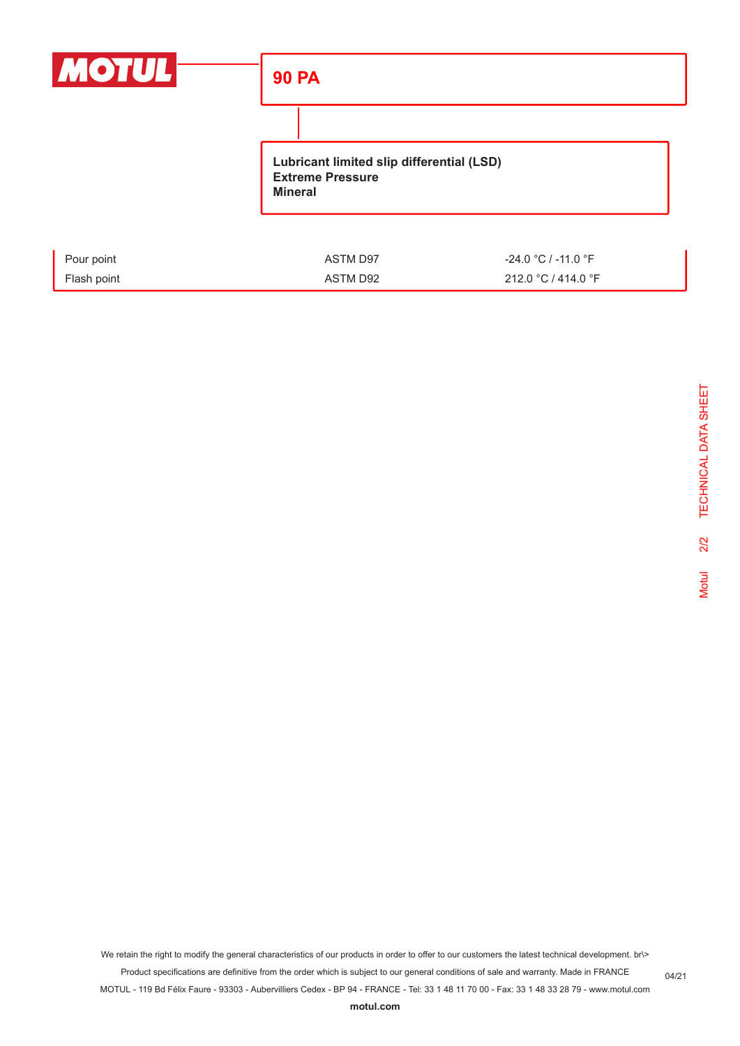# 90 PA

**Lubricant limited slip differential (LSD)**
**Extreme Pressure**
**Mineral**

| | | |
|---|---|---|
| Pour point | ASTM D97 | -24.0 °C / -11.0 °F |
| Flash point | ASTM D92 | 212.0 °C / 414.0 °F |

We retain the right to modify the general characteristics of our products in order to offer to our customers the latest technical development. br\>
Product specifications are definitive from the order which is subject to our general conditions of sale and warranty. Made in FRANCE
MOTUL - 119 Bd Félix Faure - 93303 - Aubervilliers Cedex - BP 94 - FRANCE - Tel: 33 1 48 11 70 00 - Fax: 33 1 48 33 28 79 - www.motul.com

04/21

**motul.com**